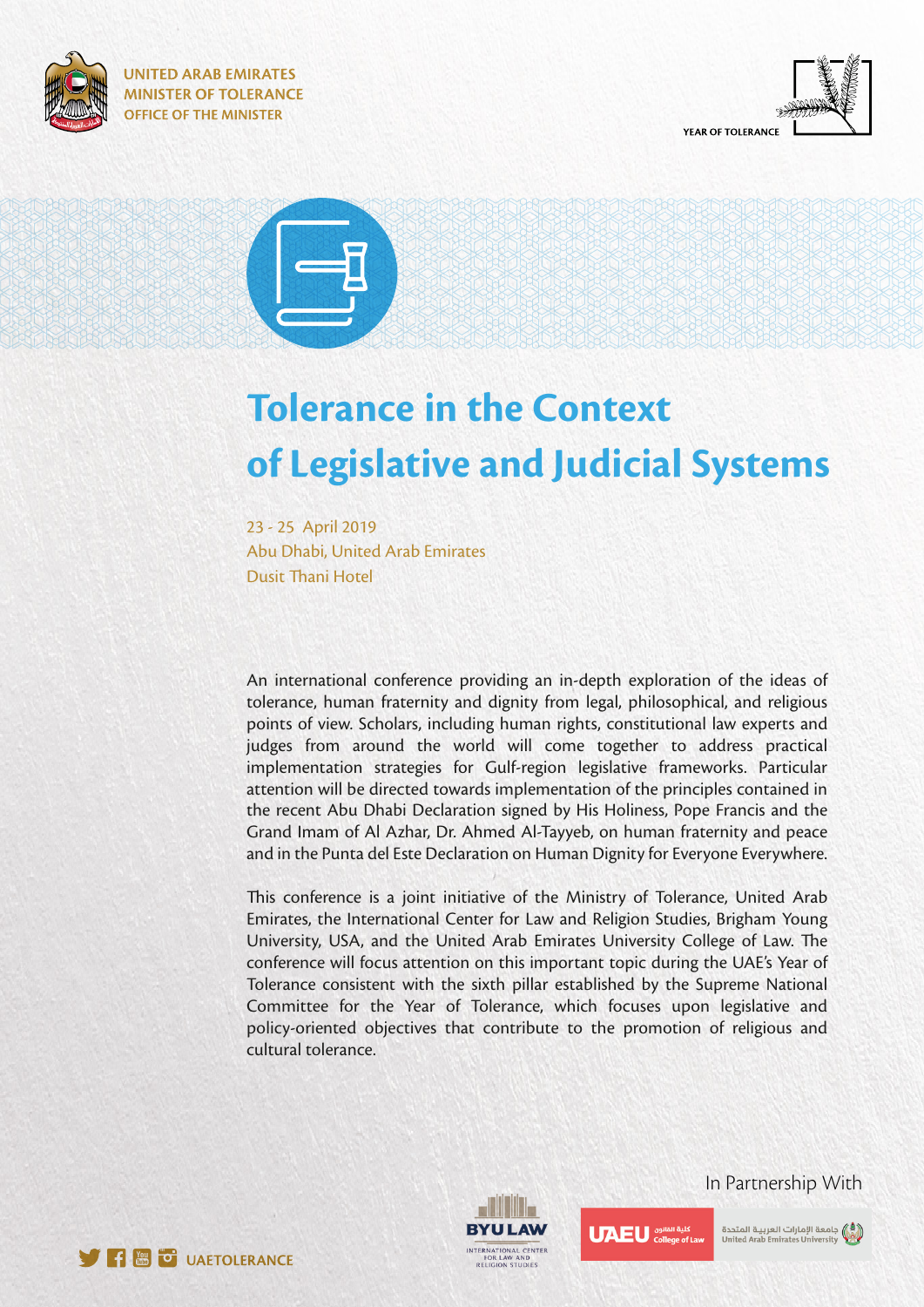UNITED ARAB EMIRATES
MINISTER OF TOLERANCE
OFFICE OF THE MINISTER

YEAR OF TOLERANCE

# Tolerance in the Context of Legislative and Judicial Systems

23 - 25 April 2019
Abu Dhabi, United Arab Emirates
Dusit Thani Hotel

An international conference providing an in-depth exploration of the ideas of tolerance, human fraternity and dignity from legal, philosophical, and religious points of view. Scholars, including human rights, constitutional law experts and judges from around the world will come together to address practical implementation strategies for Gulf-region legislative frameworks. Particular attention will be directed towards implementation of the principles contained in the recent Abu Dhabi Declaration signed by His Holiness, Pope Francis and the Grand Imam of Al Azhar, Dr. Ahmed Al-Tayyeb, on human fraternity and peace and in the Punta del Este Declaration on Human Dignity for Everyone Everywhere.

This conference is a joint initiative of the Ministry of Tolerance, United Arab Emirates, the International Center for Law and Religion Studies, Brigham Young University, USA, and the United Arab Emirates University College of Law. The conference will focus attention on this important topic during the UAE's Year of Tolerance consistent with the sixth pillar established by the Supreme National Committee for the Year of Tolerance, which focuses upon legislative and policy-oriented objectives that contribute to the promotion of religious and cultural tolerance.

In Partnership With

BYU LAW
INTERNATIONAL CENTER FOR LAW AND RELIGION STUDIES

UAEU كلية القانون College of Law

جامعة الإمارات العربية المتحدة
United Arab Emirates University

UAETOLERANCE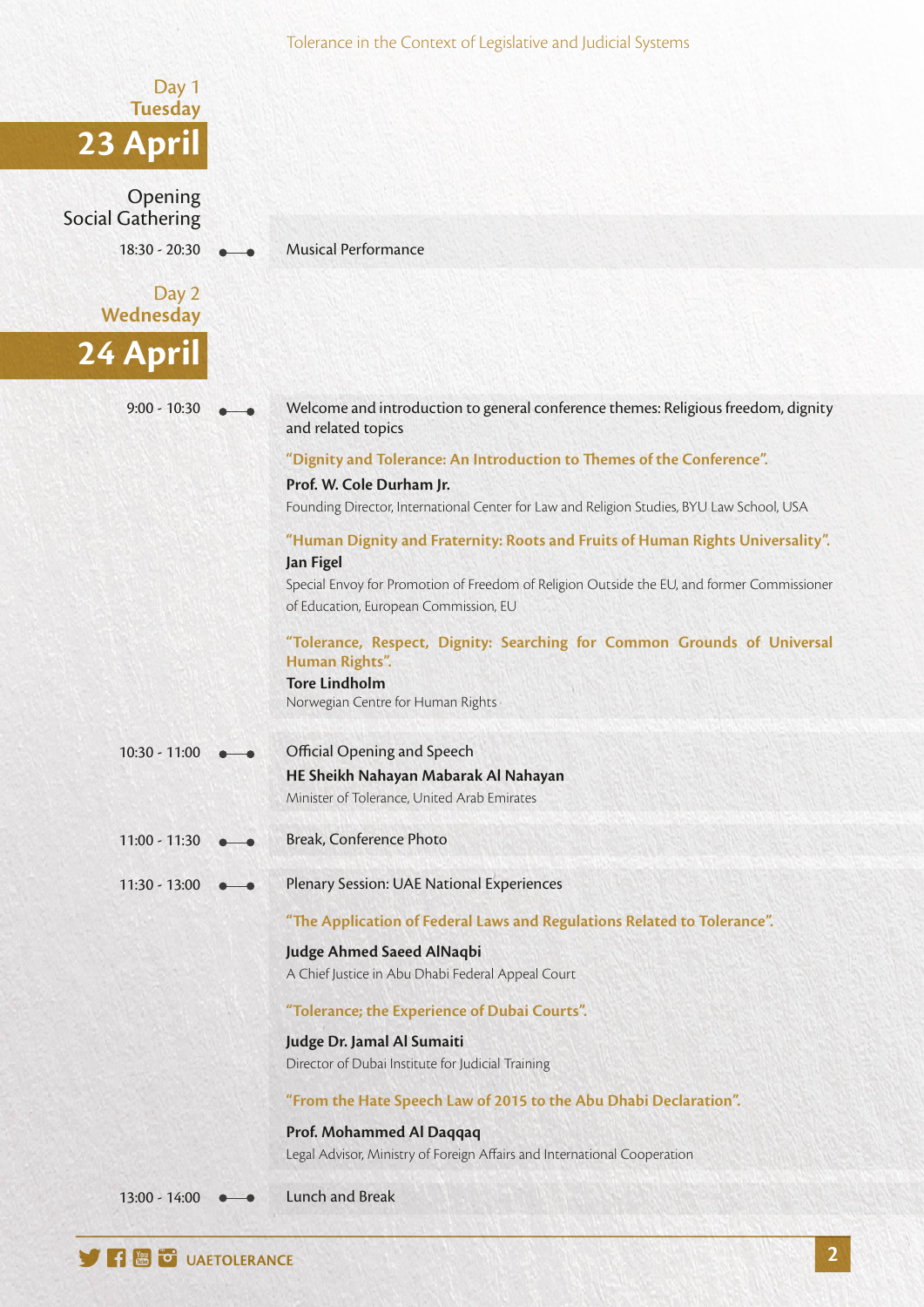Tolerance in the Context of Legislative and Judicial Systems

## Day 1 Tuesday 23 April

### Opening Social Gathering

**18:30 - 20:30** — Musical Performance

## Day 2 Wednesday 24 April

**9:00 - 10:30** — Welcome and introduction to general conference themes: Religious freedom, dignity and related topics

"Dignity and Tolerance: An Introduction to Themes of the Conference".

**Prof. W. Cole Durham Jr.**

Founding Director, International Center for Law and Religion Studies, BYU Law School, USA

"Human Dignity and Fraternity: Roots and Fruits of Human Rights Universality".

**Jan Figel**

Special Envoy for Promotion of Freedom of Religion Outside the EU, and former Commissioner of Education, European Commission, EU

"Tolerance, Respect, Dignity: Searching for Common Grounds of Universal Human Rights".

**Tore Lindholm**

Norwegian Centre for Human Rights

**10:30 - 11:00** — Official Opening and Speech

**HE Sheikh Nahayan Mabarak Al Nahayan**

Minister of Tolerance, United Arab Emirates

**11:00 - 11:30** — Break, Conference Photo

**11:30 - 13:00** — Plenary Session: UAE National Experiences

"The Application of Federal Laws and Regulations Related to Tolerance".

**Judge Ahmed Saeed AlNaqbi**

A Chief Justice in Abu Dhabi Federal Appeal Court

"Tolerance; the Experience of Dubai Courts".

**Judge Dr. Jamal Al Sumaiti**

Director of Dubai Institute for Judicial Training

"From the Hate Speech Law of 2015 to the Abu Dhabi Declaration".

**Prof. Mohammed Al Daqqaq**

Legal Advisor, Ministry of Foreign Affairs and International Cooperation

**13:00 - 14:00** — Lunch and Break

UAETOLERANCE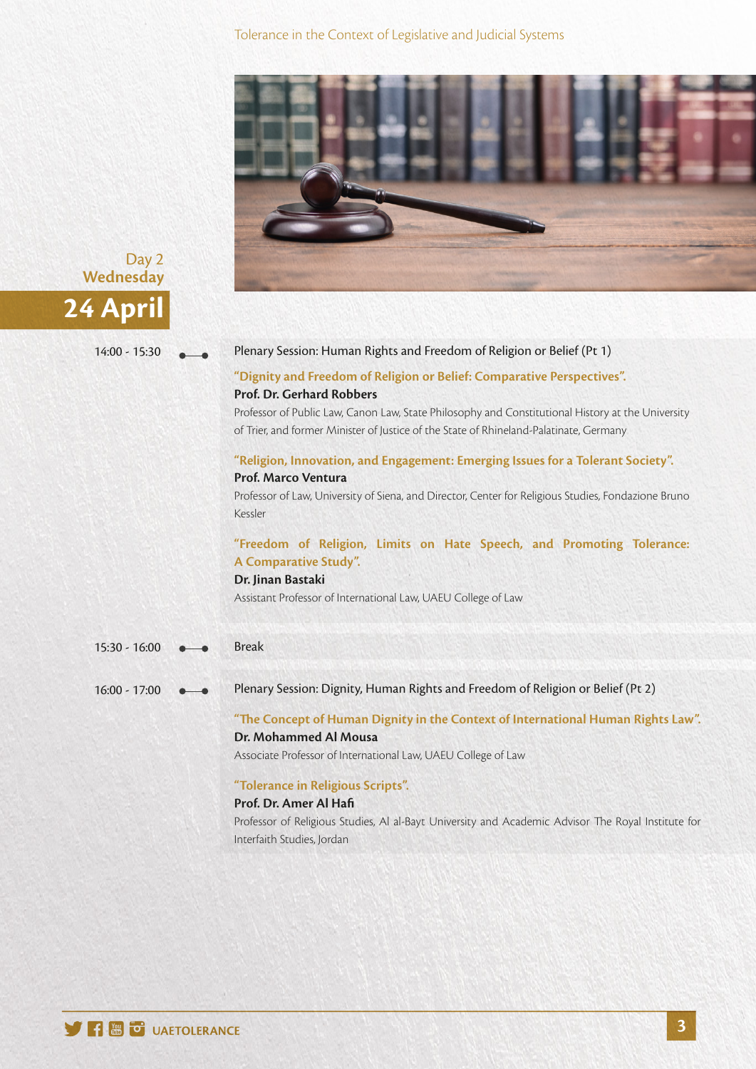Day 2
Wednesday

## 24 April

**14:00 - 15:30** Plenary Session: Human Rights and Freedom of Religion or Belief (Pt 1)

**"Dignity and Freedom of Religion or Belief: Comparative Perspectives".**
**Prof. Dr. Gerhard Robbers**
Professor of Public Law, Canon Law, State Philosophy and Constitutional History at the University of Trier, and former Minister of Justice of the State of Rhineland-Palatinate, Germany

**"Religion, Innovation, and Engagement: Emerging Issues for a Tolerant Society".**
**Prof. Marco Ventura**
Professor of Law, University of Siena, and Director, Center for Religious Studies, Fondazione Bruno Kessler

**"Freedom of Religion, Limits on Hate Speech, and Promoting Tolerance: A Comparative Study".**
**Dr. Jinan Bastaki**
Assistant Professor of International Law, UAEU College of Law

**15:30 - 16:00** Break

**16:00 - 17:00** Plenary Session: Dignity, Human Rights and Freedom of Religion or Belief (Pt 2)

**"The Concept of Human Dignity in the Context of International Human Rights Law".**
**Dr. Mohammed Al Mousa**
Associate Professor of International Law, UAEU College of Law

**"Tolerance in Religious Scripts".**
**Prof. Dr. Amer Al Hafi**
Professor of Religious Studies, Al al-Bayt University and Academic Advisor The Royal Institute for Interfaith Studies, Jordan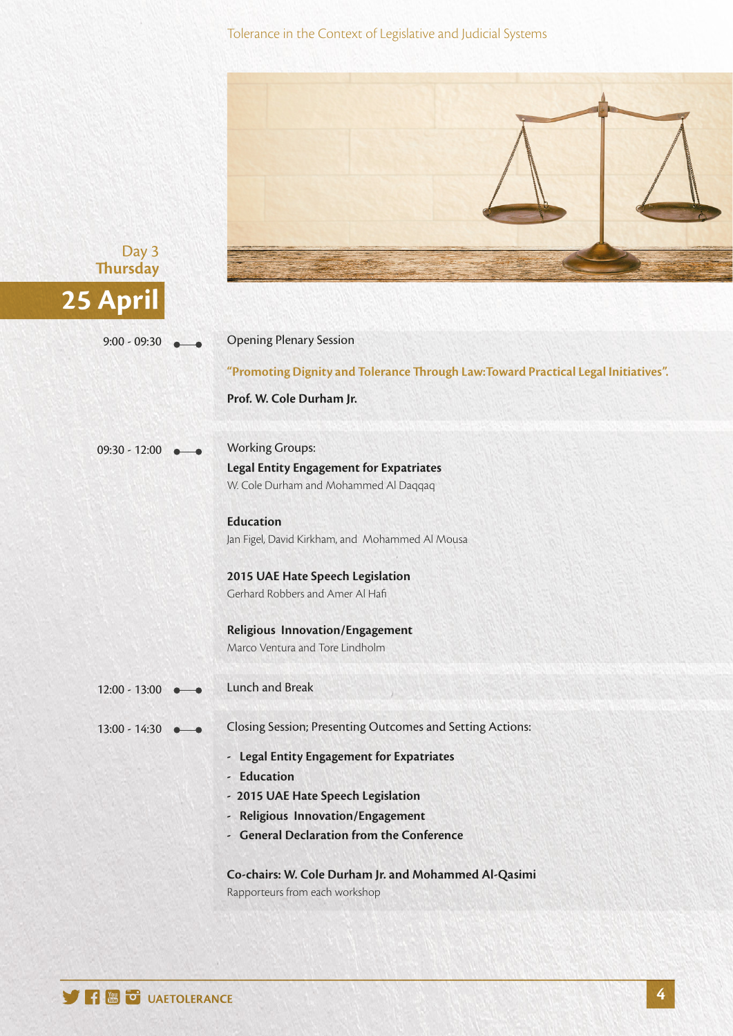Day 3
Thursday

## 25 April

9:00 - 09:30

Opening Plenary Session

**"Promoting Dignity and Tolerance Through Law:Toward Practical Legal Initiatives".**

**Prof. W. Cole Durham Jr.**

09:30 - 12:00

Working Groups:

**Legal Entity Engagement for Expatriates**
W. Cole Durham and Mohammed Al Daqqaq

**Education**
Jan Figel, David Kirkham, and Mohammed Al Mousa

**2015 UAE Hate Speech Legislation**
Gerhard Robbers and Amer Al Hafi

**Religious Innovation/Engagement**
Marco Ventura and Tore Lindholm

12:00 - 13:00

Lunch and Break

13:00 - 14:30

Closing Session; Presenting Outcomes and Setting Actions:

- **Legal Entity Engagement for Expatriates**
- **Education**
- **2015 UAE Hate Speech Legislation**
- **Religious Innovation/Engagement**
- **General Declaration from the Conference**

**Co-chairs: W. Cole Durham Jr. and Mohammed Al-Qasimi**
Rapporteurs from each workshop

UAETOLERANCE